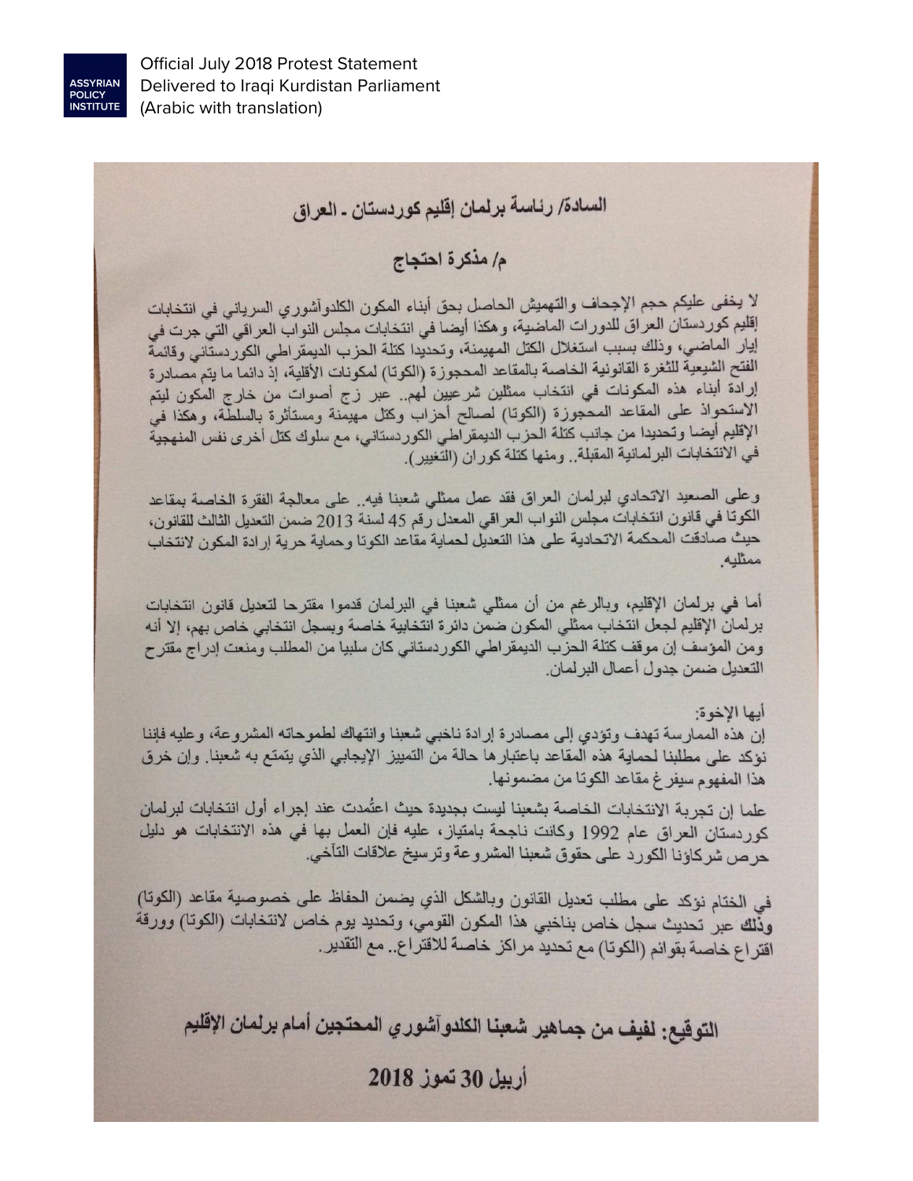ASSYRIAN POLICY INSTITUTE

Official July 2018 Protest Statement Delivered to Iraqi Kurdistan Parliament (Arabic with translation)

**السادة/ رئاسة برلمان إقليم كوردستان ـ العراق**

**م/ مذكرة احتجاج**

لا يخفى عليكم حجم الإجحاف والتهميش الحاصل بحق أبناء المكون الكلدوآشوري السرياني في انتخابات إقليم كوردستان العراق للدورات الماضية، وهكذا أيضا في انتخابات مجلس النواب العراقي التي جرت في إيار الماضي، وذلك بسبب استغلال الكتل المهيمنة، وتحديدا كتلة الحزب الديمقراطي الكوردستاني وقائمة الفتح الشيعية للثغرة القانونية الخاصة بالمقاعد المحجوزة (الكوتا) لمكونات الأقلية، إذ دائما ما يتم مصادرة إرادة أبناء هذه المكونات في انتخاب ممثلين شرعيين لهم.. عبر زج أصوات من خارج المكون ليتم الاستحواذ على المقاعد المحجوزة (الكوتا) لصالح أحزاب وكتل مهيمنة ومستأثرة بالسلطة، وهكذا في الإقليم أيضا وتحديدا من جانب كتلة الحزب الديمقراطي الكوردستاني، مع سلوك كتل أخرى نفس المنهجية في الانتخابات البرلمانية المقبلة.. ومنها كتلة كوران (التغيير).

وعلى الصعيد الاتحادي لبرلمان العراق فقد عمل ممثلي شعبنا فيه.. على معالجة الفقرة الخاصة بمقاعد الكوتا في قانون انتخابات مجلس النواب العراقي المعدل رقم 45 لسنة 2013 ضمن التعديل الثالث للقانون، حيث صادقت المحكمة الاتحادية على هذا التعديل لحماية مقاعد الكوتا وحماية حرية إرادة المكون لانتخاب ممثليه.

أما في برلمان الإقليم، وبالرغم من أن ممثلي شعبنا في البرلمان قدموا مقترحا لتعديل قانون انتخابات برلمان الإقليم لجعل انتخاب ممثلي المكون ضمن دائرة انتخابية خاصة وبسجل انتخابي خاص بهم، إلا أنه ومن المؤسف إن موقف كتلة الحزب الديمقراطي الكوردستاني كان سلبيا من المطلب ومنعت إدراج مقترح التعديل ضمن جدول أعمال البرلمان.

أيها الإخوة:

إن هذه الممارسة تهدف وتؤدي إلى مصادرة إرادة ناخبي شعبنا وانتهاك لطموحاته المشروعة، وعليه فإننا نؤكد على مطلبنا لحماية هذه المقاعد باعتبارها حالة من التمييز الإيجابي الذي يتمتع به شعبنا. وإن خرق هذا المفهوم سيفرغ مقاعد الكوتا من مضمونها.

علما إن تجربة الانتخابات الخاصة بشعبنا ليست بجديدة حيث اعتُمدت عند إجراء أول انتخابات لبرلمان كوردستان العراق عام 1992 وكانت ناجحة بامتياز، عليه فإن العمل بها في هذه الانتخابات هو دليل حرص شركاؤنا الكورد على حقوق شعبنا المشروعة وترسيخ علاقات التآخي.

في الختام نؤكد على مطلب تعديل القانون وبالشكل الذي يضمن الحفاظ على خصوصية مقاعد (الكوتا) وذلك عبر تحديث سجل خاص بناخبي هذا المكون القومي، وتحديد يوم خاص لانتخابات (الكوتا) وورقة اقتراع خاصة بقوائم (الكوتا) مع تحديد مراكز خاصة للاقتراع.. مع التقدير.

**التوقيع: لفيف من جماهير شعبنا الكلدوآشوري المحتجين أمام برلمان الإقليم**

**أربيل 30 تموز 2018**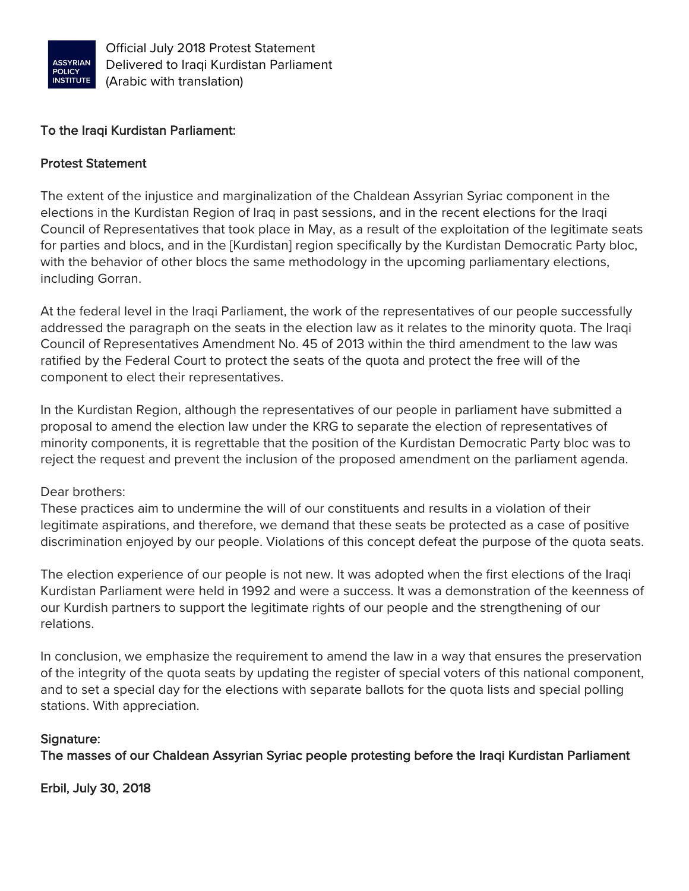Official July 2018 Protest Statement
Delivered to Iraqi Kurdistan Parliament
(Arabic with translation)

**To the Iraqi Kurdistan Parliament:**

**Protest Statement**

The extent of the injustice and marginalization of the Chaldean Assyrian Syriac component in the elections in the Kurdistan Region of Iraq in past sessions, and in the recent elections for the Iraqi Council of Representatives that took place in May, as a result of the exploitation of the legitimate seats for parties and blocs, and in the [Kurdistan] region specifically by the Kurdistan Democratic Party bloc, with the behavior of other blocs the same methodology in the upcoming parliamentary elections, including Gorran.

At the federal level in the Iraqi Parliament, the work of the representatives of our people successfully addressed the paragraph on the seats in the election law as it relates to the minority quota. The Iraqi Council of Representatives Amendment No. 45 of 2013 within the third amendment to the law was ratified by the Federal Court to protect the seats of the quota and protect the free will of the component to elect their representatives.

In the Kurdistan Region, although the representatives of our people in parliament have submitted a proposal to amend the election law under the KRG to separate the election of representatives of minority components, it is regrettable that the position of the Kurdistan Democratic Party bloc was to reject the request and prevent the inclusion of the proposed amendment on the parliament agenda.

Dear brothers:
These practices aim to undermine the will of our constituents and results in a violation of their legitimate aspirations, and therefore, we demand that these seats be protected as a case of positive discrimination enjoyed by our people. Violations of this concept defeat the purpose of the quota seats.

The election experience of our people is not new. It was adopted when the first elections of the Iraqi Kurdistan Parliament were held in 1992 and were a success. It was a demonstration of the keenness of our Kurdish partners to support the legitimate rights of our people and the strengthening of our relations.

In conclusion, we emphasize the requirement to amend the law in a way that ensures the preservation of the integrity of the quota seats by updating the register of special voters of this national component, and to set a special day for the elections with separate ballots for the quota lists and special polling stations. With appreciation.

**Signature:**
**The masses of our Chaldean Assyrian Syriac people protesting before the Iraqi Kurdistan Parliament**

**Erbil, July 30, 2018**